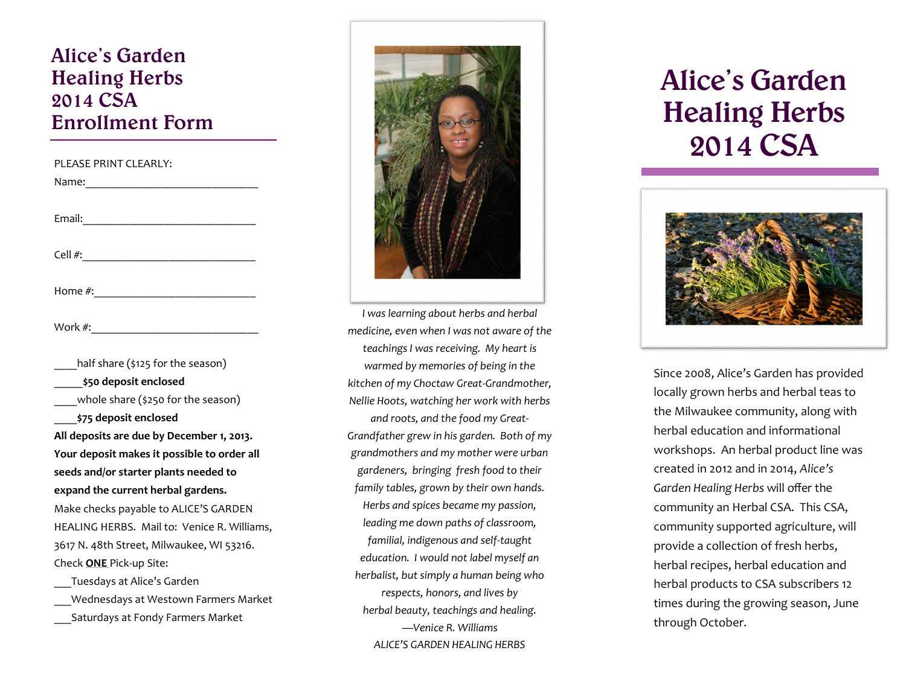# Alice's Garden Healing Herbs 2014 CSA Enrollment Form

PLEASE PRINT CLEARLY:

Name:______________________________

Email:______________________________

Cell #:______________________________

Home #:____________________________

Work #:_____________________________

____half share ($125 for the season)

**_____$50 deposit enclosed**

____whole share ($250 for the season)

**____$75 deposit enclosed**

**All deposits are due by December 1, 2013. Your deposit makes it possible to order all seeds and/or starter plants needed to expand the current herbal gardens.**

Make checks payable to ALICE'S GARDEN HEALING HERBS. Mail to: Venice R. Williams, 3617 N. 48th Street, Milwaukee, WI 53216.

Check **ONE** Pick-up Site:

___Tuesdays at Alice's Garden

___Wednesdays at Westown Farmers Market

___Saturdays at Fondy Farmers Market

*I was learning about herbs and herbal medicine, even when I was not aware of the teachings I was receiving. My heart is warmed by memories of being in the kitchen of my Choctaw Great-Grandmother, Nellie Hoots, watching her work with herbs and roots, and the food my Great-Grandfather grew in his garden. Both of my grandmothers and my mother were urban gardeners, bringing fresh food to their family tables, grown by their own hands. Herbs and spices became my passion, leading me down paths of classroom, familial, indigenous and self-taught education. I would not label myself an herbalist, but simply a human being who respects, honors, and lives by herbal beauty, teachings and healing.*

*—Venice R. Williams*

*ALICE'S GARDEN HEALING HERBS*

# Alice's Garden Healing Herbs 2014 CSA

Since 2008, Alice's Garden has provided locally grown herbs and herbal teas to the Milwaukee community, along with herbal education and informational workshops. An herbal product line was created in 2012 and in 2014, *Alice's Garden Healing Herbs* will offer the community an Herbal CSA. This CSA, community supported agriculture, will provide a collection of fresh herbs, herbal recipes, herbal education and herbal products to CSA subscribers 12 times during the growing season, June through October.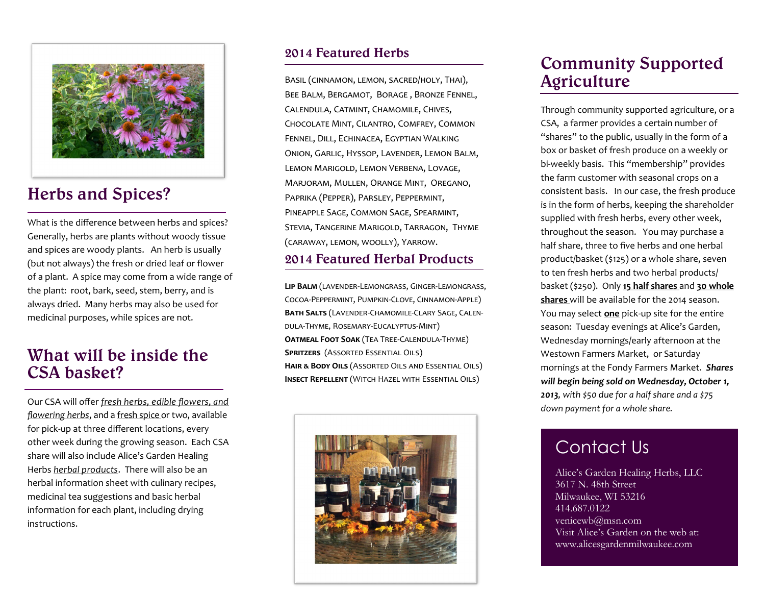## Herbs and Spices?

What is the difference between herbs and spices? Generally, herbs are plants without woody tissue and spices are woody plants. An herb is usually (but not always) the fresh or dried leaf or flower of a plant. A spice may come from a wide range of the plant: root, bark, seed, stem, berry, and is always dried. Many herbs may also be used for medicinal purposes, while spices are not.

## What will be inside the CSA basket?

Our CSA will offer *fresh herbs, edible flowers, and flowering herbs*, and a fresh spice or two, available for pick-up at three different locations, every other week during the growing season. Each CSA share will also include Alice's Garden Healing Herbs *herbal products*. There will also be an herbal information sheet with culinary recipes, medicinal tea suggestions and basic herbal information for each plant, including drying instructions.

## 2014 Featured Herbs

Basil (cinnamon, lemon, sacred/holy, Thai), Bee Balm, Bergamot, Borage , Bronze Fennel, Calendula, Catmint, Chamomile, Chives, Chocolate Mint, Cilantro, Comfrey, Common Fennel, Dill, Echinacea, Egyptian Walking Onion, Garlic, Hyssop, Lavender, Lemon Balm, Lemon Marigold, Lemon Verbena, Lovage, Marjoram, Mullen, Orange Mint, Oregano, Paprika (Pepper), Parsley, Peppermint, Pineapple Sage, Common Sage, Spearmint, Stevia, Tangerine Marigold, Tarragon, Thyme (caraway, lemon, woolly), Yarrow.

## 2014 Featured Herbal Products

**Lip Balm** (Lavender-Lemongrass, Ginger-Lemongrass, Cocoa-Peppermint, Pumpkin-Clove, Cinnamon-Apple)
**Bath Salts** (Lavender-Chamomile-Clary Sage, Calendula-Thyme, Rosemary-Eucalyptus-Mint)
**Oatmeal Foot Soak** (Tea Tree-Calendula-Thyme)
**Spritzers** (Assorted Essential Oils)
**Hair & Body Oils** (Assorted Oils and Essential Oils)
**Insect Repellent** (Witch Hazel with Essential Oils)

## Community Supported Agriculture

Through community supported agriculture, or a CSA, a farmer provides a certain number of "shares" to the public, usually in the form of a box or basket of fresh produce on a weekly or bi-weekly basis. This "membership" provides the farm customer with seasonal crops on a consistent basis. In our case, the fresh produce is in the form of herbs, keeping the shareholder supplied with fresh herbs, every other week, throughout the season. You may purchase a half share, three to five herbs and one herbal product/basket ($125) or a whole share, seven to ten fresh herbs and two herbal products/ basket ($250). Only **15 half shares** and **30 whole shares** will be available for the 2014 season. You may select **one** pick-up site for the entire season: Tuesday evenings at Alice's Garden, Wednesday mornings/early afternoon at the Westown Farmers Market, or Saturday mornings at the Fondy Farmers Market. ***Shares will begin being sold on Wednesday, October 1, 2013****, with $50 due for a half share and a $75 down payment for a whole share.*

## Contact Us

Alice's Garden Healing Herbs, LLC
3617 N. 48th Street
Milwaukee, WI 53216
414.687.0122
venicewb@msn.com
Visit Alice's Garden on the web at:
www.alicesgardenmilwaukee.com